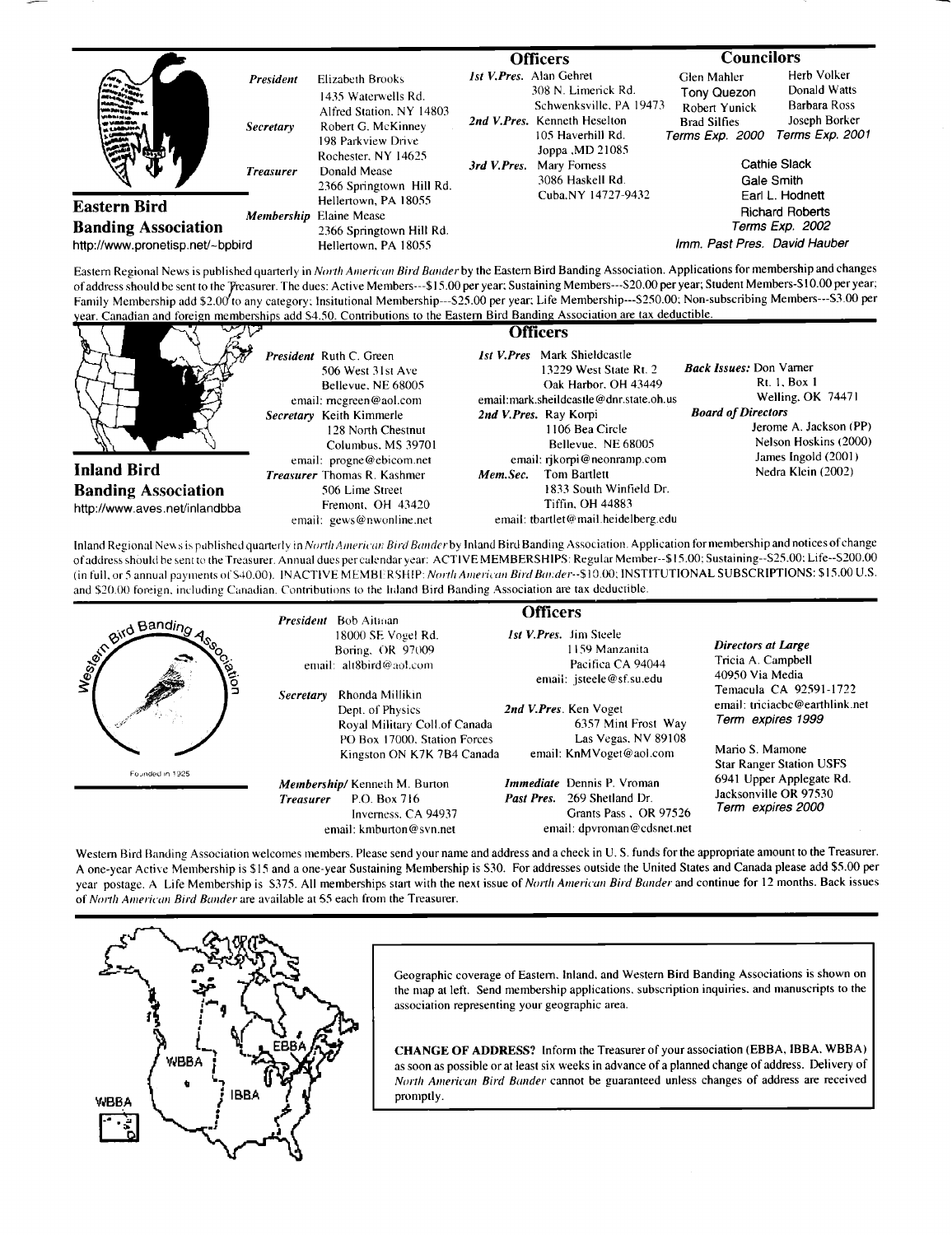## Eastern Bird Banding Association

http://www.pronetisp.net/~bpbird

### Officers

*President* Elizabeth Brooks
1435 Waterwells Rd.
Alfred Station, NY 14803

*Secretary* Robert G. McKinney
198 Parkview Drive
Rochester, NY 14625

*Treasurer* Donald Mease
2366 Springtown Hill Rd.
Hellertown, PA 18055

*Membership* Elaine Mease
2366 Springtown Hill Rd.
Hellertown, PA 18055

*1st V.Pres.* Alan Gehret
308 N. Limerick Rd.
Schwenksville, PA 19473

*2nd V.Pres.* Kenneth Heselton
105 Haverhill Rd.
Joppa ,MD 21085

*3rd V.Pres.* Mary Forness
3086 Haskell Rd.
Cuba,NY 14727-9432

### Councilors

Glen Mahler
Tony Quezon
Robert Yunick
Brad Silfies
*Terms Exp. 2000*

Herb Volker
Donald Watts
Barbara Ross
Joseph Borker
*Terms Exp. 2001*

Cathie Slack
Gale Smith
Earl L. Hodnett
Richard Roberts
*Terms Exp. 2002*

*Imm. Past Pres.* David Hauber

Eastern Regional News is published quarterly in *North American Bird Bander* by the Eastern Bird Banding Association. Applications for membership and changes of address should be sent to the Treasurer. The dues: Active Members---$15.00 per year; Sustaining Members---$20.00 per year; Student Members-$10.00 per year; Family Membership add $2.00 to any category; Insitutional Membership---$25.00 per year; Life Membership---$250.00; Non-subscribing Members---$3.00 per year. Canadian and foreign memberships add $4.50. Contributions to the Eastern Bird Banding Association are tax deductible.

## Inland Bird Banding Association

http://www.aves.net/inlandbba

### Officers

*President* Ruth C. Green
506 West 31st Ave
Bellevue, NE 68005
email: rncgreen@aol.com

*Secretary* Keith Kimmerle
128 North Chestnut
Columbus, MS 39701
email: progne@ebicom.net

*Treasurer* Thomas R. Kashmer
506 Lime Street
Fremont, OH 43420
email: gews@nwonline.net

*1st V.Pres* Mark Shieldcastle
13229 West State Rt. 2
Oak Harbor, OH 43449
email:mark.sheildcastle@dnr.state.oh.us

*2nd V.Pres.* Ray Korpi
1106 Bea Circle
Bellevue, NE 68005
email: rjkorpi@neonramp.com

*Mem.Sec.* Tom Bartlett
1833 South Winfield Dr.
Tiffin, OH 44883
email: tbartlet@mail.heidelberg.edu

*Back Issues:* Don Varner
Rt. 1, Box 1
Welling, OK 74471

*Board of Directors*
Jerome A. Jackson (PP)
Nelson Hoskins (2000)
James Ingold (2001)
Nedra Klein (2002)

Inland Regional News is published quarterly in *North American Bird Bander* by Inland Bird Banding Association. Application for membership and notices of change of address should be sent to the Treasurer. Annual dues per calendar year: ACTIVE MEMBERSHIPS: Regular Member--$15.00; Sustaining--$25.00; Life--$200.00 (in full, or 5 annual payments of $40.00). INACTIVE MEMBERSHIP: *North American Bird Bander*--$10.00; INSTITUTIONAL SUBSCRIPTIONS: $15.00 U.S. and $20.00 foreign, including Canadian. Contributions to the Inland Bird Banding Association are tax deductible.

## Western Bird Banding Association

Founded in 1925

### Officers

*President* Bob Altman
18000 SE Vogel Rd.
Boring, OR 97009
email: alt8bird@aol.com

*Secretary* Rhonda Millikin
Dept. of Physics
Royal Military Coll.of Canada
PO Box 17000, Station Forces
Kingston ON K7K 7B4 Canada

*Membership/ Treasurer* Kenneth M. Burton
P.O. Box 716
Inverness, CA 94937
email: kmburton@svn.net

*1st V.Pres.* Jim Steele
1159 Manzanita
Pacifica CA 94044
email: jsteele@sf.su.edu

*2nd V.Pres.* Ken Voget
6357 Mint Frost Way
Las Vegas, NV 89108
email: KnMVoget@aol.com

*Immediate Past Pres.* Dennis P. Vroman
269 Shetland Dr.
Grants Pass , OR 97526
email: dpvroman@cdsnet.net

*Directors at Large*
Tricia A. Campbell
40950 Via Media
Temacula CA 92591-1722
email: triciacbc@earthlink.net
*Term expires 1999*

Mario S. Mamone
Star Ranger Station USFS
6941 Upper Applegate Rd.
Jacksonville OR 97530
*Term expires 2000*

Western Bird Banding Association welcomes members. Please send your name and address and a check in U. S. funds for the appropriate amount to the Treasurer. A one-year Active Membership is $15 and a one-year Sustaining Membership is $30. For addresses outside the United States and Canada please add $5.00 per year postage. A Life Membership is $375. All memberships start with the next issue of *North American Bird Bander* and continue for 12 months. Back issues of *North American Bird Bander* are available at $5 each from the Treasurer.

WBBA — IBBA — EBBA

Geographic coverage of Eastern, Inland, and Western Bird Banding Associations is shown on the map at left. Send membership applications, subscription inquiries, and manuscripts to the association representing your geographic area.

**CHANGE OF ADDRESS?** Inform the Treasurer of your association (EBBA, IBBA, WBBA) as soon as possible or at least six weeks in advance of a planned change of address. Delivery of *North American Bird Bander* cannot be guaranteed unless changes of address are received promptly.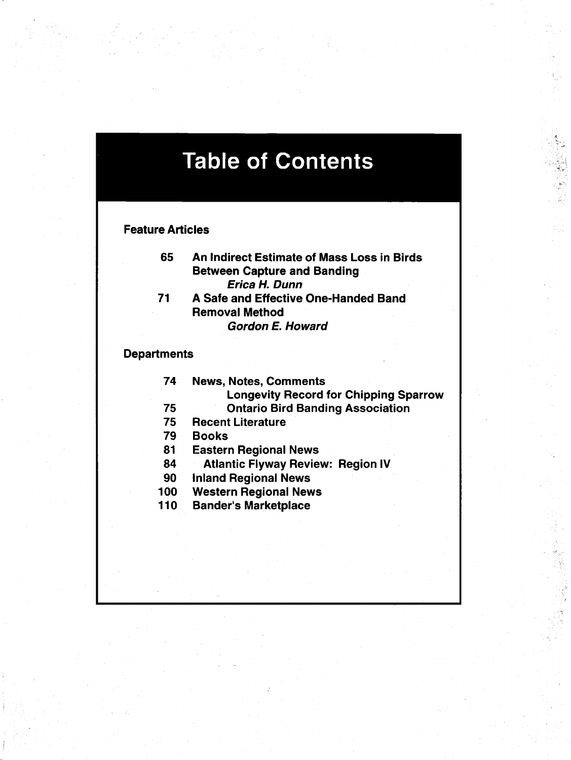# Table of Contents

## Feature Articles

65 **An Indirect Estimate of Mass Loss in Birds Between Capture and Banding**
*Erica H. Dunn*

71 **A Safe and Effective One-Handed Band Removal Method**
*Gordon E. Howard*

## Departments

74 **News, Notes, Comments**
  **Longevity Record for Chipping Sparrow**
75  **Ontario Bird Banding Association**
75 **Recent Literature**
79 **Books**
81 **Eastern Regional News**
84  **Atlantic Flyway Review: Region IV**
90 **Inland Regional News**
100 **Western Regional News**
110 **Bander's Marketplace**